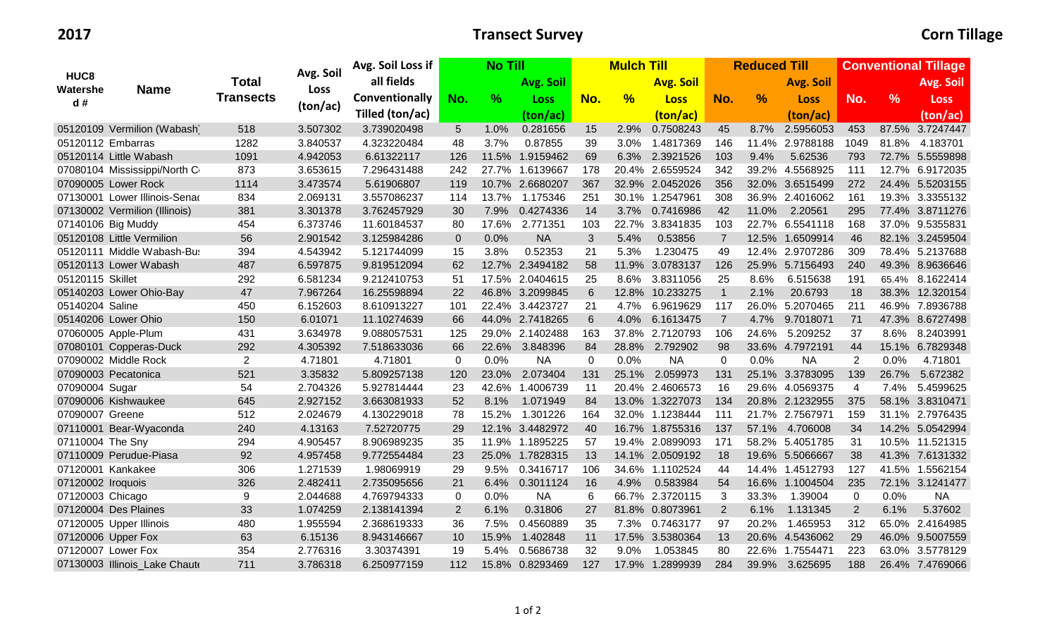**2017** **Transect Survey** **Corn Tillage**

| HUC8 Watershed # | Name | Total Transects | Avg. Soil Loss (ton/ac) | Avg. Soil Loss if all fields Conventionally Tilled (ton/ac) | No Till | | | Mulch Till | | | Reduced Till | | | Conventional Tillage | | |
|---|---|---|---|---|---|---|---|---|---|---|---|---|---|---|---|---|
| | | | | | No. | % | Avg. Soil Loss (ton/ac) | No. | % | Avg. Soil Loss (ton/ac) | No. | % | Avg. Soil Loss (ton/ac) | No. | % | Avg. Soil Loss (ton/ac) |
| 05120109 | Vermilion (Wabash) | 518 | 3.507302 | 3.739020498 | 5 | 1.0% | 0.281656 | 15 | 2.9% | 0.7508243 | 45 | 8.7% | 2.5956053 | 453 | 87.5% | 3.7247447 |
| 05120112 | Embarras | 1282 | 3.840537 | 4.323220484 | 48 | 3.7% | 0.87855 | 39 | 3.0% | 1.4817369 | 146 | 11.4% | 2.9788188 | 1049 | 81.8% | 4.183701 |
| 05120114 | Little Wabash | 1091 | 4.942053 | 6.61322117 | 126 | 11.5% | 1.9159462 | 69 | 6.3% | 2.3921526 | 103 | 9.4% | 5.62536 | 793 | 72.7% | 5.5559898 |
| 07080104 | Mississippi/North C | 873 | 3.653615 | 7.296431488 | 242 | 27.7% | 1.6139667 | 178 | 20.4% | 2.6559524 | 342 | 39.2% | 4.5568925 | 111 | 12.7% | 6.9172035 |
| 07090005 | Lower Rock | 1114 | 3.473574 | 5.61906807 | 119 | 10.7% | 2.6680207 | 367 | 32.9% | 2.0452026 | 356 | 32.0% | 3.6515499 | 272 | 24.4% | 5.5203155 |
| 07130001 | Lower Illinois-Senac | 834 | 2.069131 | 3.557086237 | 114 | 13.7% | 1.175346 | 251 | 30.1% | 1.2547961 | 308 | 36.9% | 2.4016062 | 161 | 19.3% | 3.3355132 |
| 07130002 | Vermilion (Illinois) | 381 | 3.301378 | 3.762457929 | 30 | 7.9% | 0.4274336 | 14 | 3.7% | 0.7416986 | 42 | 11.0% | 2.20561 | 295 | 77.4% | 3.8711276 |
| 07140106 | Big Muddy | 454 | 6.373746 | 11.60184537 | 80 | 17.6% | 2.771351 | 103 | 22.7% | 3.8341835 | 103 | 22.7% | 6.5541118 | 168 | 37.0% | 9.5355831 |
| 05120108 | Little Vermilion | 56 | 2.901542 | 3.125984286 | 0 | 0.0% | NA | 3 | 5.4% | 0.53856 | 7 | 12.5% | 1.6509914 | 46 | 82.1% | 3.2459504 |
| 05120111 | Middle Wabash-Bus | 394 | 4.543942 | 5.121744099 | 15 | 3.8% | 0.52353 | 21 | 5.3% | 1.230475 | 49 | 12.4% | 2.9707286 | 309 | 78.4% | 5.2137688 |
| 05120113 | Lower Wabash | 487 | 6.597875 | 9.819512094 | 62 | 12.7% | 2.3494182 | 58 | 11.9% | 3.0783137 | 126 | 25.9% | 5.7156493 | 240 | 49.3% | 8.9636646 |
| 05120115 | Skillet | 292 | 6.581234 | 9.212410753 | 51 | 17.5% | 2.0404615 | 25 | 8.6% | 3.8311056 | 25 | 8.6% | 6.515638 | 191 | 65.4% | 8.1622414 |
| 05140203 | Lower Ohio-Bay | 47 | 7.967264 | 16.25598894 | 22 | 46.8% | 3.2099845 | 6 | 12.8% | 10.233275 | 1 | 2.1% | 20.6793 | 18 | 38.3% | 12.320154 |
| 05140204 | Saline | 450 | 6.152603 | 8.610913227 | 101 | 22.4% | 3.4423727 | 21 | 4.7% | 6.9619629 | 117 | 26.0% | 5.2070465 | 211 | 46.9% | 7.8936788 |
| 05140206 | Lower Ohio | 150 | 6.01071 | 11.10274639 | 66 | 44.0% | 2.7418265 | 6 | 4.0% | 6.1613475 | 7 | 4.7% | 9.7018071 | 71 | 47.3% | 8.6727498 |
| 07060005 | Apple-Plum | 431 | 3.634978 | 9.088057531 | 125 | 29.0% | 2.1402488 | 163 | 37.8% | 2.7120793 | 106 | 24.6% | 5.209252 | 37 | 8.6% | 8.2403991 |
| 07080101 | Copperas-Duck | 292 | 4.305392 | 7.518633036 | 66 | 22.6% | 3.848396 | 84 | 28.8% | 2.792902 | 98 | 33.6% | 4.7972191 | 44 | 15.1% | 6.7829348 |
| 07090002 | Middle Rock | 2 | 4.71801 | 4.71801 | 0 | 0.0% | NA | 0 | 0.0% | NA | 0 | 0.0% | NA | 2 | 0.0% | 4.71801 |
| 07090003 | Pecatonica | 521 | 3.35832 | 5.809257138 | 120 | 23.0% | 2.073404 | 131 | 25.1% | 2.059973 | 131 | 25.1% | 3.3783095 | 139 | 26.7% | 5.672382 |
| 07090004 | Sugar | 54 | 2.704326 | 5.927814444 | 23 | 42.6% | 1.4006739 | 11 | 20.4% | 2.4606573 | 16 | 29.6% | 4.0569375 | 4 | 7.4% | 5.4599625 |
| 07090006 | Kishwaukee | 645 | 2.927152 | 3.663081933 | 52 | 8.1% | 1.071949 | 84 | 13.0% | 1.3227073 | 134 | 20.8% | 2.1232955 | 375 | 58.1% | 3.8310471 |
| 07090007 | Greene | 512 | 2.024679 | 4.130229018 | 78 | 15.2% | 1.301226 | 164 | 32.0% | 1.1238444 | 111 | 21.7% | 2.7567971 | 159 | 31.1% | 2.7976435 |
| 07110001 | Bear-Wyaconda | 240 | 4.13163 | 7.52720775 | 29 | 12.1% | 3.4482972 | 40 | 16.7% | 1.8755316 | 137 | 57.1% | 4.706008 | 34 | 14.2% | 5.0542994 |
| 07110004 | The Sny | 294 | 4.905457 | 8.906989235 | 35 | 11.9% | 1.1895225 | 57 | 19.4% | 2.0899093 | 171 | 58.2% | 5.4051785 | 31 | 10.5% | 11.521315 |
| 07110009 | Perudue-Piasa | 92 | 4.957458 | 9.772554484 | 23 | 25.0% | 1.7828315 | 13 | 14.1% | 2.0509192 | 18 | 19.6% | 5.5066667 | 38 | 41.3% | 7.6131332 |
| 07120001 | Kankakee | 306 | 1.271539 | 1.98069919 | 29 | 9.5% | 0.3416717 | 106 | 34.6% | 1.1102524 | 44 | 14.4% | 1.4512793 | 127 | 41.5% | 1.5562154 |
| 07120002 | Iroquois | 326 | 2.482411 | 2.735095656 | 21 | 6.4% | 0.3011124 | 16 | 4.9% | 0.583984 | 54 | 16.6% | 1.1004504 | 235 | 72.1% | 3.1241477 |
| 07120003 | Chicago | 9 | 2.044688 | 4.769794333 | 0 | 0.0% | NA | 6 | 66.7% | 2.3720115 | 3 | 33.3% | 1.39004 | 0 | 0.0% | NA |
| 07120004 | Des Plaines | 33 | 1.074259 | 2.138141394 | 2 | 6.1% | 0.31806 | 27 | 81.8% | 0.8073961 | 2 | 6.1% | 1.131345 | 2 | 6.1% | 5.37602 |
| 07120005 | Upper Illinois | 480 | 1.955594 | 2.368619333 | 36 | 7.5% | 0.4560889 | 35 | 7.3% | 0.7463177 | 97 | 20.2% | 1.465953 | 312 | 65.0% | 2.4164985 |
| 07120006 | Upper Fox | 63 | 6.15136 | 8.943146667 | 10 | 15.9% | 1.402848 | 11 | 17.5% | 3.5380364 | 13 | 20.6% | 4.5436062 | 29 | 46.0% | 9.5007559 |
| 07120007 | Lower Fox | 354 | 2.776316 | 3.30374391 | 19 | 5.4% | 0.5686738 | 32 | 9.0% | 1.053845 | 80 | 22.6% | 1.7554471 | 223 | 63.0% | 3.5778129 |
| 07130003 | Illinois_Lake Chaute | 711 | 3.786318 | 6.250977159 | 112 | 15.8% | 0.8293469 | 127 | 17.9% | 1.2899939 | 284 | 39.9% | 3.625695 | 188 | 26.4% | 7.4769066 |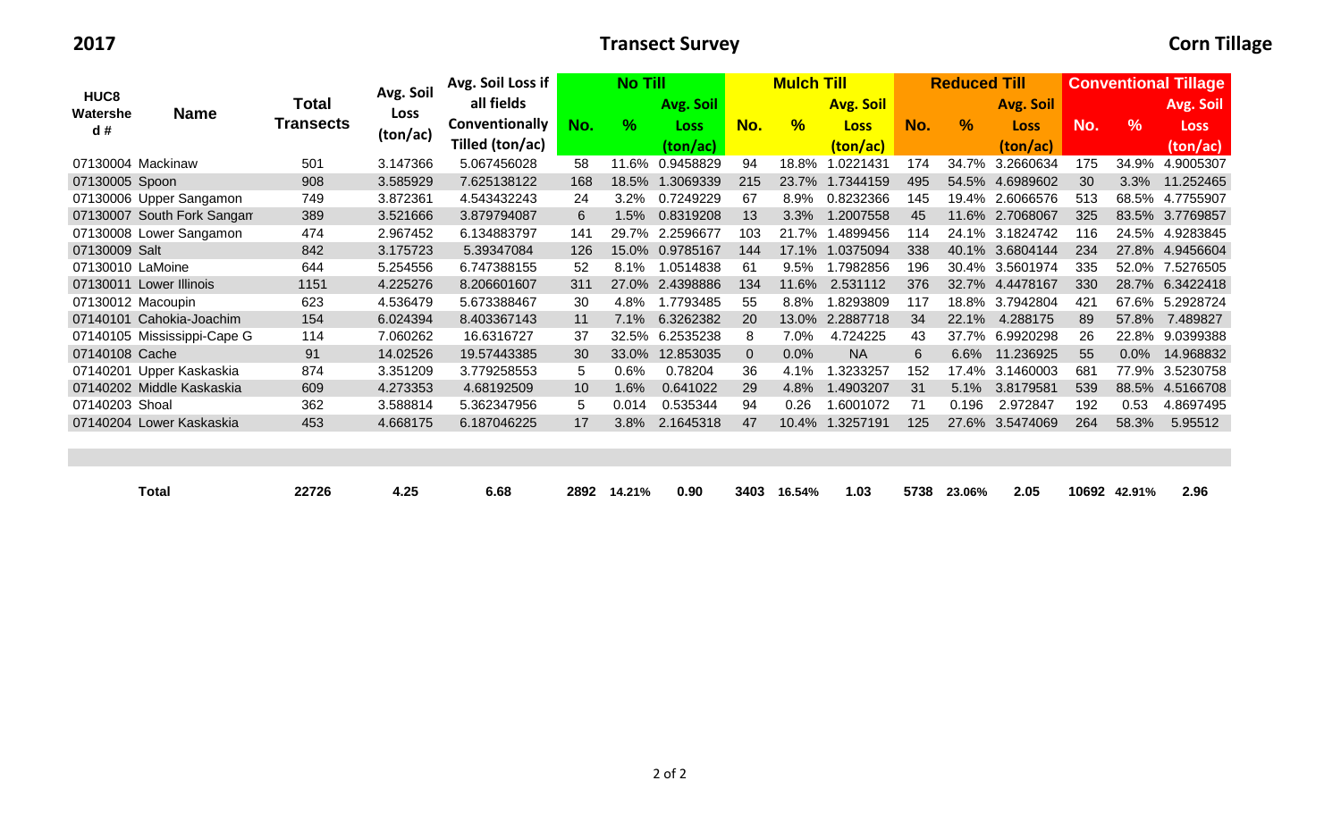**2017** **Transect Survey** **Corn Tillage**

| HUC8 Watershed # | Name | Total Transects | Avg. Soil Loss (ton/ac) | Avg. Soil Loss if all fields Conventionally Tilled (ton/ac) | No Till | | | Mulch Till | | | Reduced Till | | | Conventional Tillage | | |
|---|---|---|---|---|---|---|---|---|---|---|---|---|---|---|---|---|
| | | | | | No. | % | Avg. Soil Loss (ton/ac) | No. | % | Avg. Soil Loss (ton/ac) | No. | % | Avg. Soil Loss (ton/ac) | No. | % | Avg. Soil Loss (ton/ac) |
| 07130004 | Mackinaw | 501 | 3.147366 | 5.067456028 | 58 | 11.6% | 0.9458829 | 94 | 18.8% | 1.0221431 | 174 | 34.7% | 3.2660634 | 175 | 34.9% | 4.9005307 |
| 07130005 | Spoon | 908 | 3.585929 | 7.625138122 | 168 | 18.5% | 1.3069339 | 215 | 23.7% | 1.7344159 | 495 | 54.5% | 4.6989602 | 30 | 3.3% | 11.252465 |
| 07130006 | Upper Sangamon | 749 | 3.872361 | 4.543432243 | 24 | 3.2% | 0.7249229 | 67 | 8.9% | 0.8232366 | 145 | 19.4% | 2.6066576 | 513 | 68.5% | 4.7755907 |
| 07130007 | South Fork Sangan | 389 | 3.521666 | 3.879794087 | 6 | 1.5% | 0.8319208 | 13 | 3.3% | 1.2007558 | 45 | 11.6% | 2.7068067 | 325 | 83.5% | 3.7769857 |
| 07130008 | Lower Sangamon | 474 | 2.967452 | 6.134883797 | 141 | 29.7% | 2.2596677 | 103 | 21.7% | 1.4899456 | 114 | 24.1% | 3.1824742 | 116 | 24.5% | 4.9283845 |
| 07130009 | Salt | 842 | 3.175723 | 5.39347084 | 126 | 15.0% | 0.9785167 | 144 | 17.1% | 1.0375094 | 338 | 40.1% | 3.6804144 | 234 | 27.8% | 4.9456604 |
| 07130010 | LaMoine | 644 | 5.254556 | 6.747388155 | 52 | 8.1% | 1.0514838 | 61 | 9.5% | 1.7982856 | 196 | 30.4% | 3.5601974 | 335 | 52.0% | 7.5276505 |
| 07130011 | Lower Illinois | 1151 | 4.225276 | 8.206601607 | 311 | 27.0% | 2.4398886 | 134 | 11.6% | 2.531112 | 376 | 32.7% | 4.4478167 | 330 | 28.7% | 6.3422418 |
| 07130012 | Macoupin | 623 | 4.536479 | 5.673388467 | 30 | 4.8% | 1.7793485 | 55 | 8.8% | 1.8293809 | 117 | 18.8% | 3.7942804 | 421 | 67.6% | 5.2928724 |
| 07140101 | Cahokia-Joachim | 154 | 6.024394 | 8.403367143 | 11 | 7.1% | 6.3262382 | 20 | 13.0% | 2.2887718 | 34 | 22.1% | 4.288175 | 89 | 57.8% | 7.489827 |
| 07140105 | Mississippi-Cape G | 114 | 7.060262 | 16.6316727 | 37 | 32.5% | 6.2535238 | 8 | 7.0% | 4.724225 | 43 | 37.7% | 6.9920298 | 26 | 22.8% | 9.0399388 |
| 07140108 | Cache | 91 | 14.02526 | 19.57443385 | 30 | 33.0% | 12.853035 | 0 | 0.0% | NA | 6 | 6.6% | 11.236925 | 55 | 0.0% | 14.968832 |
| 07140201 | Upper Kaskaskia | 874 | 3.351209 | 3.779258553 | 5 | 0.6% | 0.78204 | 36 | 4.1% | 1.3233257 | 152 | 17.4% | 3.1460003 | 681 | 77.9% | 3.5230758 |
| 07140202 | Middle Kaskaskia | 609 | 4.273353 | 4.68192509 | 10 | 1.6% | 0.641022 | 29 | 4.8% | 1.4903207 | 31 | 5.1% | 3.8179581 | 539 | 88.5% | 4.5166708 |
| 07140203 | Shoal | 362 | 3.588814 | 5.362347956 | 5 | 0.014 | 0.535344 | 94 | 0.26 | 1.6001072 | 71 | 0.196 | 2.972847 | 192 | 0.53 | 4.8697495 |
| 07140204 | Lower Kaskaskia | 453 | 4.668175 | 6.187046225 | 17 | 3.8% | 2.1645318 | 47 | 10.4% | 1.3257191 | 125 | 27.6% | 3.5474069 | 264 | 58.3% | 5.95512 |
| | **Total** | **22726** | **4.25** | **6.68** | **2892** | **14.21%** | **0.90** | **3403** | **16.54%** | **1.03** | **5738** | **23.06%** | **2.05** | **10692** | **42.91%** | **2.96** |